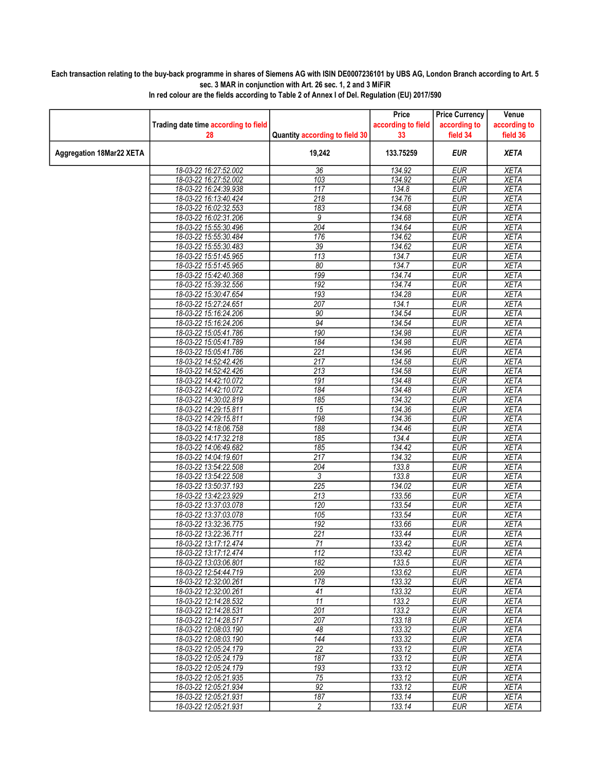**Each transaction relating to the buy-back programme in shares of Siemens AG with ISIN DE0007236101 by UBS AG, London Branch according to Art. 5 sec. 3 MAR in conjunction with Art. 26 sec. 1, 2 and 3 MiFiR**

**In red colour are the fields according to Table 2 of Annex I of Del. Regulation (EU) 2017/590**

| | Trading date time according to field 28 | Quantity according to field 30 | Price according to field 33 | Price Currency according to field 34 | Venue according to field 36 |
|---|---|---|---|---|---|
| **Aggregation 18Mar22 XETA** | | **19,242** | **133.75259** | ***EUR*** | ***XETA*** |
| | 18-03-22 16:27:52.002 | 36 | 134.92 | EUR | XETA |
| | 18-03-22 16:27:52.002 | 103 | 134.92 | EUR | XETA |
| | 18-03-22 16:24:39.938 | 117 | 134.8 | EUR | XETA |
| | 18-03-22 16:13:40.424 | 218 | 134.76 | EUR | XETA |
| | 18-03-22 16:02:32.553 | 183 | 134.68 | EUR | XETA |
| | 18-03-22 16:02:31.206 | 9 | 134.68 | EUR | XETA |
| | 18-03-22 15:55:30.496 | 204 | 134.64 | EUR | XETA |
| | 18-03-22 15:55:30.484 | 176 | 134.62 | EUR | XETA |
| | 18-03-22 15:55:30.483 | 39 | 134.62 | EUR | XETA |
| | 18-03-22 15:51:45.965 | 113 | 134.7 | EUR | XETA |
| | 18-03-22 15:51:45.965 | 80 | 134.7 | EUR | XETA |
| | 18-03-22 15:42:40.368 | 199 | 134.74 | EUR | XETA |
| | 18-03-22 15:39:32.556 | 192 | 134.74 | EUR | XETA |
| | 18-03-22 15:30:47.654 | 193 | 134.28 | EUR | XETA |
| | 18-03-22 15:27:24.651 | 207 | 134.1 | EUR | XETA |
| | 18-03-22 15:16:24.206 | 90 | 134.54 | EUR | XETA |
| | 18-03-22 15:16:24.206 | 94 | 134.54 | EUR | XETA |
| | 18-03-22 15:05:41.786 | 190 | 134.98 | EUR | XETA |
| | 18-03-22 15:05:41.789 | 184 | 134.98 | EUR | XETA |
| | 18-03-22 15:05:41.786 | 221 | 134.96 | EUR | XETA |
| | 18-03-22 14:52:42.426 | 217 | 134.58 | EUR | XETA |
| | 18-03-22 14:52:42.426 | 213 | 134.58 | EUR | XETA |
| | 18-03-22 14:42:10.072 | 191 | 134.48 | EUR | XETA |
| | 18-03-22 14:42:10.072 | 184 | 134.48 | EUR | XETA |
| | 18-03-22 14:30:02.819 | 185 | 134.32 | EUR | XETA |
| | 18-03-22 14:29:15.811 | 15 | 134.36 | EUR | XETA |
| | 18-03-22 14:29:15.811 | 198 | 134.36 | EUR | XETA |
| | 18-03-22 14:18:06.758 | 188 | 134.46 | EUR | XETA |
| | 18-03-22 14:17:32.218 | 185 | 134.4 | EUR | XETA |
| | 18-03-22 14:06:49.682 | 185 | 134.42 | EUR | XETA |
| | 18-03-22 14:04:19.601 | 217 | 134.32 | EUR | XETA |
| | 18-03-22 13:54:22.508 | 204 | 133.8 | EUR | XETA |
| | 18-03-22 13:54:22.508 | 3 | 133.8 | EUR | XETA |
| | 18-03-22 13:50:37.193 | 225 | 134.02 | EUR | XETA |
| | 18-03-22 13:42:23.929 | 213 | 133.56 | EUR | XETA |
| | 18-03-22 13:37:03.078 | 120 | 133.54 | EUR | XETA |
| | 18-03-22 13:37:03.078 | 105 | 133.54 | EUR | XETA |
| | 18-03-22 13:32:36.775 | 192 | 133.66 | EUR | XETA |
| | 18-03-22 13:22:36.711 | 221 | 133.44 | EUR | XETA |
| | 18-03-22 13:17:12.474 | 71 | 133.42 | EUR | XETA |
| | 18-03-22 13:17:12.474 | 112 | 133.42 | EUR | XETA |
| | 18-03-22 13:03:06.801 | 182 | 133.5 | EUR | XETA |
| | 18-03-22 12:54:44.719 | 209 | 133.62 | EUR | XETA |
| | 18-03-22 12:32:00.261 | 178 | 133.32 | EUR | XETA |
| | 18-03-22 12:32:00.261 | 41 | 133.32 | EUR | XETA |
| | 18-03-22 12:14:28.532 | 11 | 133.2 | EUR | XETA |
| | 18-03-22 12:14:28.531 | 201 | 133.2 | EUR | XETA |
| | 18-03-22 12:14:28.517 | 207 | 133.18 | EUR | XETA |
| | 18-03-22 12:08:03.190 | 48 | 133.32 | EUR | XETA |
| | 18-03-22 12:08:03.190 | 144 | 133.32 | EUR | XETA |
| | 18-03-22 12:05:24.179 | 22 | 133.12 | EUR | XETA |
| | 18-03-22 12:05:24.179 | 187 | 133.12 | EUR | XETA |
| | 18-03-22 12:05:24.179 | 193 | 133.12 | EUR | XETA |
| | 18-03-22 12:05:21.935 | 75 | 133.12 | EUR | XETA |
| | 18-03-22 12:05:21.934 | 92 | 133.12 | EUR | XETA |
| | 18-03-22 12:05:21.931 | 187 | 133.14 | EUR | XETA |
| | 18-03-22 12:05:21.931 | 2 | 133.14 | EUR | XETA |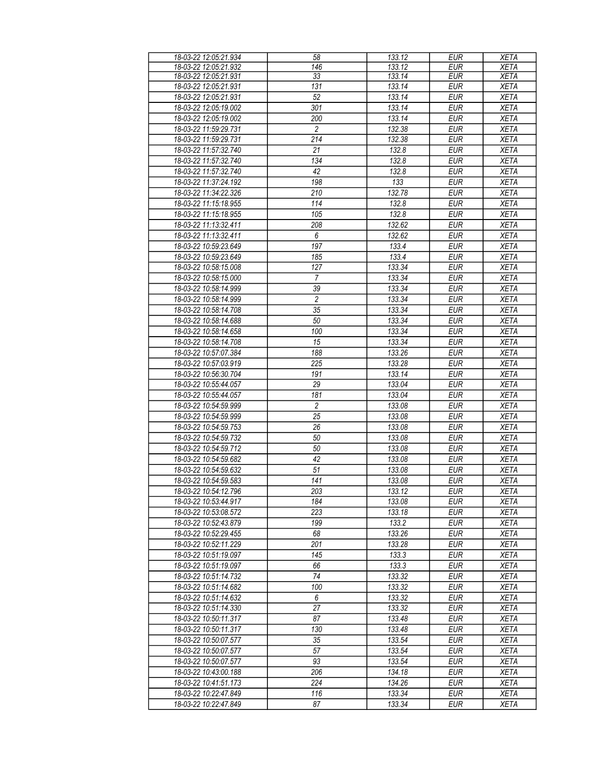| 18-03-22 12:05:21.934 | 58 | 133.12 | EUR | XETA |
|---|---|---|---|---|
| 18-03-22 12:05:21.932 | 146 | 133.12 | EUR | XETA |
| 18-03-22 12:05:21.931 | 33 | 133.14 | EUR | XETA |
| 18-03-22 12:05:21.931 | 131 | 133.14 | EUR | XETA |
| 18-03-22 12:05:21.931 | 52 | 133.14 | EUR | XETA |
| 18-03-22 12:05:19.002 | 301 | 133.14 | EUR | XETA |
| 18-03-22 12:05:19.002 | 200 | 133.14 | EUR | XETA |
| 18-03-22 11:59:29.731 | 2 | 132.38 | EUR | XETA |
| 18-03-22 11:59:29.731 | 214 | 132.38 | EUR | XETA |
| 18-03-22 11:57:32.740 | 21 | 132.8 | EUR | XETA |
| 18-03-22 11:57:32.740 | 134 | 132.8 | EUR | XETA |
| 18-03-22 11:57:32.740 | 42 | 132.8 | EUR | XETA |
| 18-03-22 11:37:24.192 | 198 | 133 | EUR | XETA |
| 18-03-22 11:34:22.326 | 210 | 132.78 | EUR | XETA |
| 18-03-22 11:15:18.955 | 114 | 132.8 | EUR | XETA |
| 18-03-22 11:15:18.955 | 105 | 132.8 | EUR | XETA |
| 18-03-22 11:13:32.411 | 208 | 132.62 | EUR | XETA |
| 18-03-22 11:13:32.411 | 6 | 132.62 | EUR | XETA |
| 18-03-22 10:59:23.649 | 197 | 133.4 | EUR | XETA |
| 18-03-22 10:59:23.649 | 185 | 133.4 | EUR | XETA |
| 18-03-22 10:58:15.008 | 127 | 133.34 | EUR | XETA |
| 18-03-22 10:58:15.000 | 7 | 133.34 | EUR | XETA |
| 18-03-22 10:58:14.999 | 39 | 133.34 | EUR | XETA |
| 18-03-22 10:58:14.999 | 2 | 133.34 | EUR | XETA |
| 18-03-22 10:58:14.708 | 35 | 133.34 | EUR | XETA |
| 18-03-22 10:58:14.688 | 50 | 133.34 | EUR | XETA |
| 18-03-22 10:58:14.658 | 100 | 133.34 | EUR | XETA |
| 18-03-22 10:58:14.708 | 15 | 133.34 | EUR | XETA |
| 18-03-22 10:57:07.384 | 188 | 133.26 | EUR | XETA |
| 18-03-22 10:57:03.919 | 225 | 133.28 | EUR | XETA |
| 18-03-22 10:56:30.704 | 191 | 133.14 | EUR | XETA |
| 18-03-22 10:55:44.057 | 29 | 133.04 | EUR | XETA |
| 18-03-22 10:55:44.057 | 181 | 133.04 | EUR | XETA |
| 18-03-22 10:54:59.999 | 2 | 133.08 | EUR | XETA |
| 18-03-22 10:54:59.999 | 25 | 133.08 | EUR | XETA |
| 18-03-22 10:54:59.753 | 26 | 133.08 | EUR | XETA |
| 18-03-22 10:54:59.732 | 50 | 133.08 | EUR | XETA |
| 18-03-22 10:54:59.712 | 50 | 133.08 | EUR | XETA |
| 18-03-22 10:54:59.682 | 42 | 133.08 | EUR | XETA |
| 18-03-22 10:54:59.632 | 51 | 133.08 | EUR | XETA |
| 18-03-22 10:54:59.583 | 141 | 133.08 | EUR | XETA |
| 18-03-22 10:54:12.796 | 203 | 133.12 | EUR | XETA |
| 18-03-22 10:53:44.917 | 184 | 133.08 | EUR | XETA |
| 18-03-22 10:53:08.572 | 223 | 133.18 | EUR | XETA |
| 18-03-22 10:52:43.879 | 199 | 133.2 | EUR | XETA |
| 18-03-22 10:52:29.455 | 68 | 133.26 | EUR | XETA |
| 18-03-22 10:52:11.229 | 201 | 133.28 | EUR | XETA |
| 18-03-22 10:51:19.097 | 145 | 133.3 | EUR | XETA |
| 18-03-22 10:51:19.097 | 66 | 133.3 | EUR | XETA |
| 18-03-22 10:51:14.732 | 74 | 133.32 | EUR | XETA |
| 18-03-22 10:51:14.682 | 100 | 133.32 | EUR | XETA |
| 18-03-22 10:51:14.632 | 6 | 133.32 | EUR | XETA |
| 18-03-22 10:51:14.330 | 27 | 133.32 | EUR | XETA |
| 18-03-22 10:50:11.317 | 87 | 133.48 | EUR | XETA |
| 18-03-22 10:50:11.317 | 130 | 133.48 | EUR | XETA |
| 18-03-22 10:50:07.577 | 35 | 133.54 | EUR | XETA |
| 18-03-22 10:50:07.577 | 57 | 133.54 | EUR | XETA |
| 18-03-22 10:50:07.577 | 93 | 133.54 | EUR | XETA |
| 18-03-22 10:43:00.188 | 206 | 134.18 | EUR | XETA |
| 18-03-22 10:41:51.173 | 224 | 134.26 | EUR | XETA |
| 18-03-22 10:22:47.849 | 116 | 133.34 | EUR | XETA |
| 18-03-22 10:22:47.849 | 87 | 133.34 | EUR | XETA |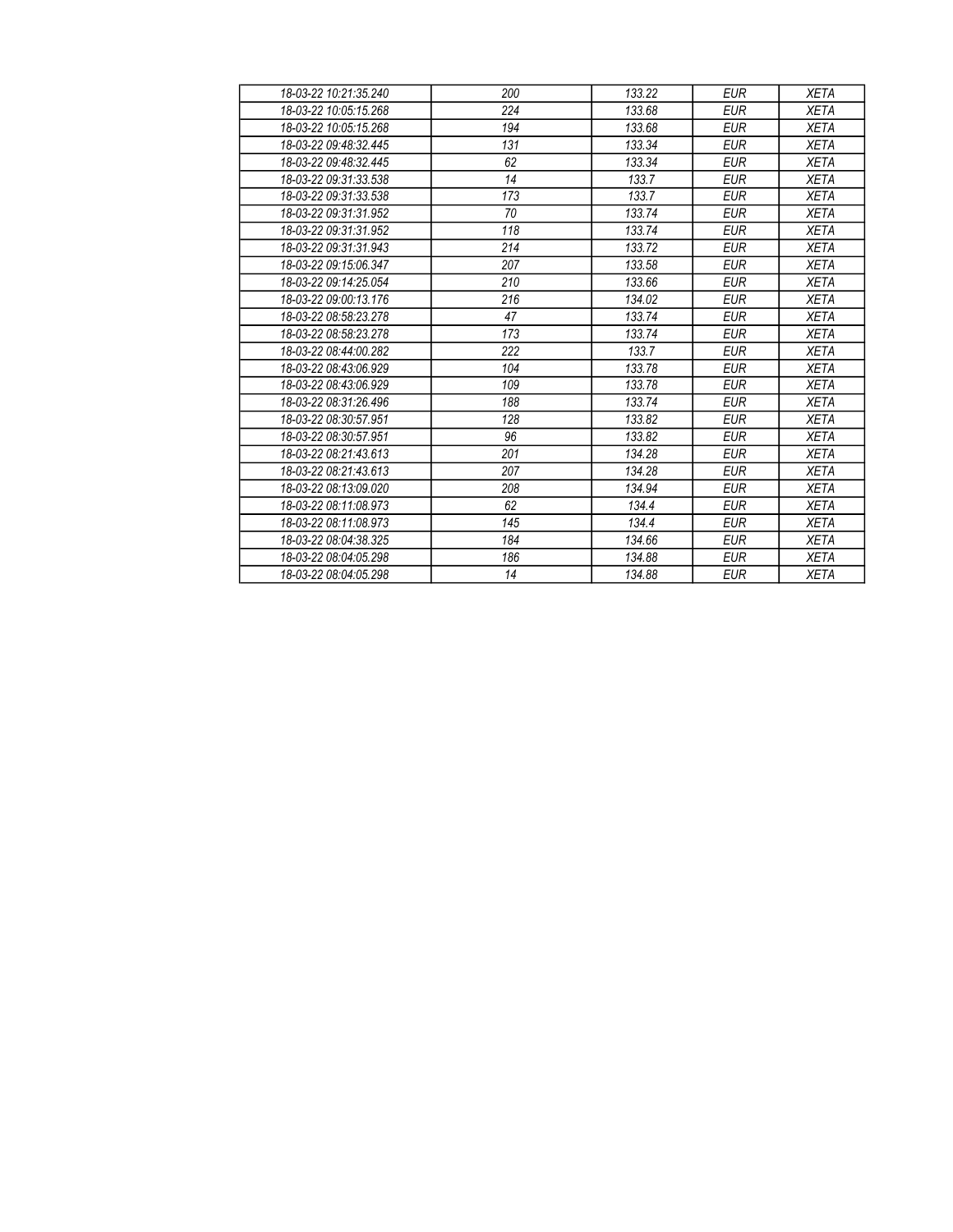| | | | | |
|---|---|---|---|---|
| *18-03-22 10:21:35.240* | *200* | *133.22* | *EUR* | *XETA* |
| *18-03-22 10:05:15.268* | *224* | *133.68* | *EUR* | *XETA* |
| *18-03-22 10:05:15.268* | *194* | *133.68* | *EUR* | *XETA* |
| *18-03-22 09:48:32.445* | *131* | *133.34* | *EUR* | *XETA* |
| *18-03-22 09:48:32.445* | *62* | *133.34* | *EUR* | *XETA* |
| *18-03-22 09:31:33.538* | *14* | *133.7* | *EUR* | *XETA* |
| *18-03-22 09:31:33.538* | *173* | *133.7* | *EUR* | *XETA* |
| *18-03-22 09:31:31.952* | *70* | *133.74* | *EUR* | *XETA* |
| *18-03-22 09:31:31.952* | *118* | *133.74* | *EUR* | *XETA* |
| *18-03-22 09:31:31.943* | *214* | *133.72* | *EUR* | *XETA* |
| *18-03-22 09:15:06.347* | *207* | *133.58* | *EUR* | *XETA* |
| *18-03-22 09:14:25.054* | *210* | *133.66* | *EUR* | *XETA* |
| *18-03-22 09:00:13.176* | *216* | *134.02* | *EUR* | *XETA* |
| *18-03-22 08:58:23.278* | *47* | *133.74* | *EUR* | *XETA* |
| *18-03-22 08:58:23.278* | *173* | *133.74* | *EUR* | *XETA* |
| *18-03-22 08:44:00.282* | *222* | *133.7* | *EUR* | *XETA* |
| *18-03-22 08:43:06.929* | *104* | *133.78* | *EUR* | *XETA* |
| *18-03-22 08:43:06.929* | *109* | *133.78* | *EUR* | *XETA* |
| *18-03-22 08:31:26.496* | *188* | *133.74* | *EUR* | *XETA* |
| *18-03-22 08:30:57.951* | *128* | *133.82* | *EUR* | *XETA* |
| *18-03-22 08:30:57.951* | *96* | *133.82* | *EUR* | *XETA* |
| *18-03-22 08:21:43.613* | *201* | *134.28* | *EUR* | *XETA* |
| *18-03-22 08:21:43.613* | *207* | *134.28* | *EUR* | *XETA* |
| *18-03-22 08:13:09.020* | *208* | *134.94* | *EUR* | *XETA* |
| *18-03-22 08:11:08.973* | *62* | *134.4* | *EUR* | *XETA* |
| *18-03-22 08:11:08.973* | *145* | *134.4* | *EUR* | *XETA* |
| *18-03-22 08:04:38.325* | *184* | *134.66* | *EUR* | *XETA* |
| *18-03-22 08:04:05.298* | *186* | *134.88* | *EUR* | *XETA* |
| *18-03-22 08:04:05.298* | *14* | *134.88* | *EUR* | *XETA* |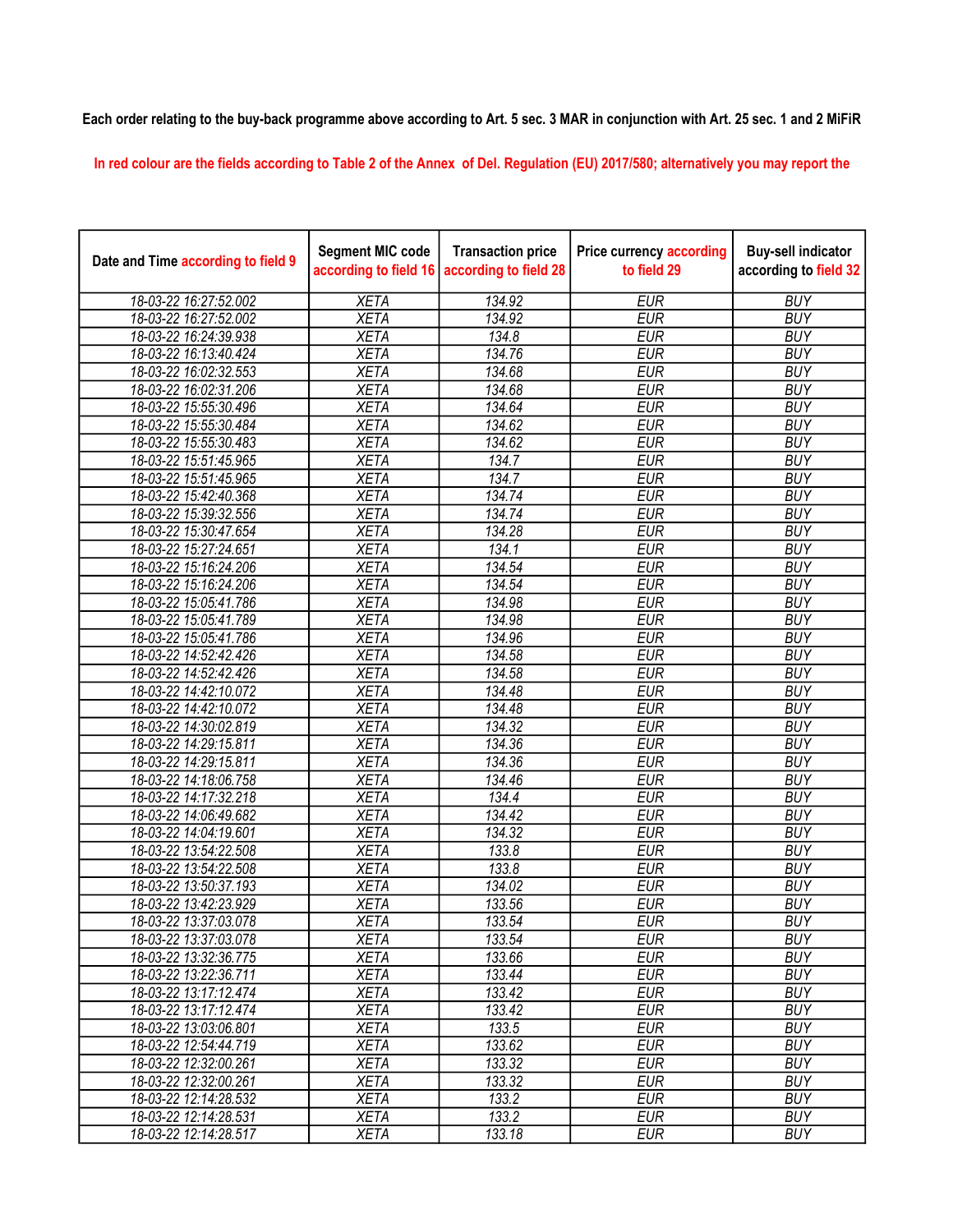Each order relating to the buy-back programme above according to Art. 5 sec. 3 MAR in conjunction with Art. 25 sec. 1 and 2 MiFiR

In red colour are the fields according to Table 2 of the Annex of Del. Regulation (EU) 2017/580; alternatively you may report the

| Date and Time according to field 9 | Segment MIC code according to field 16 | Transaction price according to field 28 | Price currency according to field 29 | Buy-sell indicator according to field 32 |
|---|---|---|---|---|
| 18-03-22 16:27:52.002 | XETA | 134.92 | EUR | BUY |
| 18-03-22 16:27:52.002 | XETA | 134.92 | EUR | BUY |
| 18-03-22 16:24:39.938 | XETA | 134.8 | EUR | BUY |
| 18-03-22 16:13:40.424 | XETA | 134.76 | EUR | BUY |
| 18-03-22 16:02:32.553 | XETA | 134.68 | EUR | BUY |
| 18-03-22 16:02:31.206 | XETA | 134.68 | EUR | BUY |
| 18-03-22 15:55:30.496 | XETA | 134.64 | EUR | BUY |
| 18-03-22 15:55:30.484 | XETA | 134.62 | EUR | BUY |
| 18-03-22 15:55:30.483 | XETA | 134.62 | EUR | BUY |
| 18-03-22 15:51:45.965 | XETA | 134.7 | EUR | BUY |
| 18-03-22 15:51:45.965 | XETA | 134.7 | EUR | BUY |
| 18-03-22 15:42:40.368 | XETA | 134.74 | EUR | BUY |
| 18-03-22 15:39:32.556 | XETA | 134.74 | EUR | BUY |
| 18-03-22 15:30:47.654 | XETA | 134.28 | EUR | BUY |
| 18-03-22 15:27:24.651 | XETA | 134.1 | EUR | BUY |
| 18-03-22 15:16:24.206 | XETA | 134.54 | EUR | BUY |
| 18-03-22 15:16:24.206 | XETA | 134.54 | EUR | BUY |
| 18-03-22 15:05:41.786 | XETA | 134.98 | EUR | BUY |
| 18-03-22 15:05:41.789 | XETA | 134.98 | EUR | BUY |
| 18-03-22 15:05:41.786 | XETA | 134.96 | EUR | BUY |
| 18-03-22 14:52:42.426 | XETA | 134.58 | EUR | BUY |
| 18-03-22 14:52:42.426 | XETA | 134.58 | EUR | BUY |
| 18-03-22 14:42:10.072 | XETA | 134.48 | EUR | BUY |
| 18-03-22 14:42:10.072 | XETA | 134.48 | EUR | BUY |
| 18-03-22 14:30:02.819 | XETA | 134.32 | EUR | BUY |
| 18-03-22 14:29:15.811 | XETA | 134.36 | EUR | BUY |
| 18-03-22 14:29:15.811 | XETA | 134.36 | EUR | BUY |
| 18-03-22 14:18:06.758 | XETA | 134.46 | EUR | BUY |
| 18-03-22 14:17:32.218 | XETA | 134.4 | EUR | BUY |
| 18-03-22 14:06:49.682 | XETA | 134.42 | EUR | BUY |
| 18-03-22 14:04:19.601 | XETA | 134.32 | EUR | BUY |
| 18-03-22 13:54:22.508 | XETA | 133.8 | EUR | BUY |
| 18-03-22 13:54:22.508 | XETA | 133.8 | EUR | BUY |
| 18-03-22 13:50:37.193 | XETA | 134.02 | EUR | BUY |
| 18-03-22 13:42:23.929 | XETA | 133.56 | EUR | BUY |
| 18-03-22 13:37:03.078 | XETA | 133.54 | EUR | BUY |
| 18-03-22 13:37:03.078 | XETA | 133.54 | EUR | BUY |
| 18-03-22 13:32:36.775 | XETA | 133.66 | EUR | BUY |
| 18-03-22 13:22:36.711 | XETA | 133.44 | EUR | BUY |
| 18-03-22 13:17:12.474 | XETA | 133.42 | EUR | BUY |
| 18-03-22 13:17:12.474 | XETA | 133.42 | EUR | BUY |
| 18-03-22 13:03:06.801 | XETA | 133.5 | EUR | BUY |
| 18-03-22 12:54:44.719 | XETA | 133.62 | EUR | BUY |
| 18-03-22 12:32:00.261 | XETA | 133.32 | EUR | BUY |
| 18-03-22 12:32:00.261 | XETA | 133.32 | EUR | BUY |
| 18-03-22 12:14:28.532 | XETA | 133.2 | EUR | BUY |
| 18-03-22 12:14:28.531 | XETA | 133.2 | EUR | BUY |
| 18-03-22 12:14:28.517 | XETA | 133.18 | EUR | BUY |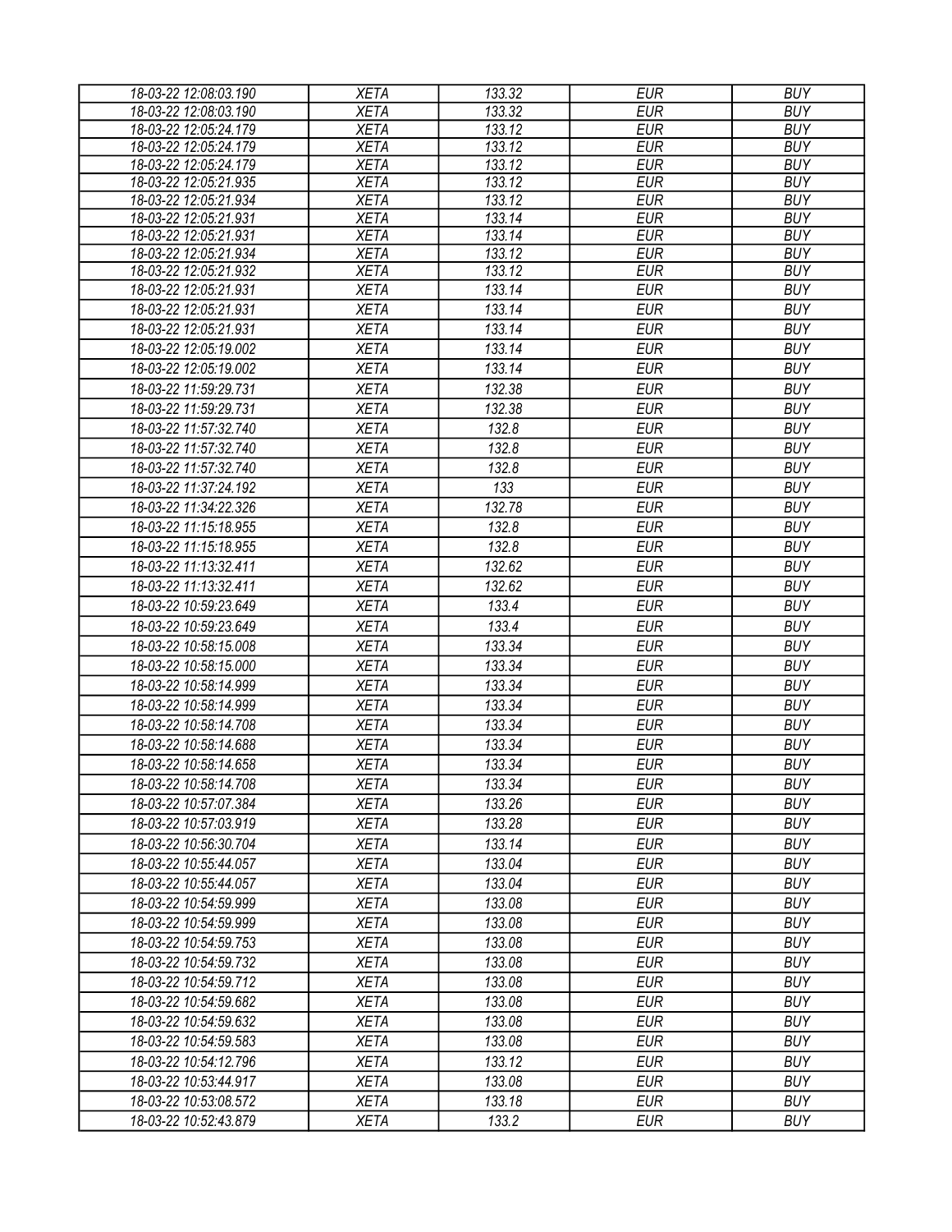| 18-03-22 12:08:03.190 | XETA | 133.32 | EUR | BUY |
|---|---|---|---|---|
| 18-03-22 12:08:03.190 | XETA | 133.32 | EUR | BUY |
| 18-03-22 12:05:24.179 | XETA | 133.12 | EUR | BUY |
| 18-03-22 12:05:24.179 | XETA | 133.12 | EUR | BUY |
| 18-03-22 12:05:24.179 | XETA | 133.12 | EUR | BUY |
| 18-03-22 12:05:21.935 | XETA | 133.12 | EUR | BUY |
| 18-03-22 12:05:21.934 | XETA | 133.12 | EUR | BUY |
| 18-03-22 12:05:21.931 | XETA | 133.14 | EUR | BUY |
| 18-03-22 12:05:21.931 | XETA | 133.14 | EUR | BUY |
| 18-03-22 12:05:21.934 | XETA | 133.12 | EUR | BUY |
| 18-03-22 12:05:21.932 | XETA | 133.12 | EUR | BUY |
| 18-03-22 12:05:21.931 | XETA | 133.14 | EUR | BUY |
| 18-03-22 12:05:21.931 | XETA | 133.14 | EUR | BUY |
| 18-03-22 12:05:21.931 | XETA | 133.14 | EUR | BUY |
| 18-03-22 12:05:19.002 | XETA | 133.14 | EUR | BUY |
| 18-03-22 12:05:19.002 | XETA | 133.14 | EUR | BUY |
| 18-03-22 11:59:29.731 | XETA | 132.38 | EUR | BUY |
| 18-03-22 11:59:29.731 | XETA | 132.38 | EUR | BUY |
| 18-03-22 11:57:32.740 | XETA | 132.8 | EUR | BUY |
| 18-03-22 11:57:32.740 | XETA | 132.8 | EUR | BUY |
| 18-03-22 11:57:32.740 | XETA | 132.8 | EUR | BUY |
| 18-03-22 11:37:24.192 | XETA | 133 | EUR | BUY |
| 18-03-22 11:34:22.326 | XETA | 132.78 | EUR | BUY |
| 18-03-22 11:15:18.955 | XETA | 132.8 | EUR | BUY |
| 18-03-22 11:15:18.955 | XETA | 132.8 | EUR | BUY |
| 18-03-22 11:13:32.411 | XETA | 132.62 | EUR | BUY |
| 18-03-22 11:13:32.411 | XETA | 132.62 | EUR | BUY |
| 18-03-22 10:59:23.649 | XETA | 133.4 | EUR | BUY |
| 18-03-22 10:59:23.649 | XETA | 133.4 | EUR | BUY |
| 18-03-22 10:58:15.008 | XETA | 133.34 | EUR | BUY |
| 18-03-22 10:58:15.000 | XETA | 133.34 | EUR | BUY |
| 18-03-22 10:58:14.999 | XETA | 133.34 | EUR | BUY |
| 18-03-22 10:58:14.999 | XETA | 133.34 | EUR | BUY |
| 18-03-22 10:58:14.708 | XETA | 133.34 | EUR | BUY |
| 18-03-22 10:58:14.688 | XETA | 133.34 | EUR | BUY |
| 18-03-22 10:58:14.658 | XETA | 133.34 | EUR | BUY |
| 18-03-22 10:58:14.708 | XETA | 133.34 | EUR | BUY |
| 18-03-22 10:57:07.384 | XETA | 133.26 | EUR | BUY |
| 18-03-22 10:57:03.919 | XETA | 133.28 | EUR | BUY |
| 18-03-22 10:56:30.704 | XETA | 133.14 | EUR | BUY |
| 18-03-22 10:55:44.057 | XETA | 133.04 | EUR | BUY |
| 18-03-22 10:55:44.057 | XETA | 133.04 | EUR | BUY |
| 18-03-22 10:54:59.999 | XETA | 133.08 | EUR | BUY |
| 18-03-22 10:54:59.999 | XETA | 133.08 | EUR | BUY |
| 18-03-22 10:54:59.753 | XETA | 133.08 | EUR | BUY |
| 18-03-22 10:54:59.732 | XETA | 133.08 | EUR | BUY |
| 18-03-22 10:54:59.712 | XETA | 133.08 | EUR | BUY |
| 18-03-22 10:54:59.682 | XETA | 133.08 | EUR | BUY |
| 18-03-22 10:54:59.632 | XETA | 133.08 | EUR | BUY |
| 18-03-22 10:54:59.583 | XETA | 133.08 | EUR | BUY |
| 18-03-22 10:54:12.796 | XETA | 133.12 | EUR | BUY |
| 18-03-22 10:53:44.917 | XETA | 133.08 | EUR | BUY |
| 18-03-22 10:53:08.572 | XETA | 133.18 | EUR | BUY |
| 18-03-22 10:52:43.879 | XETA | 133.2 | EUR | BUY |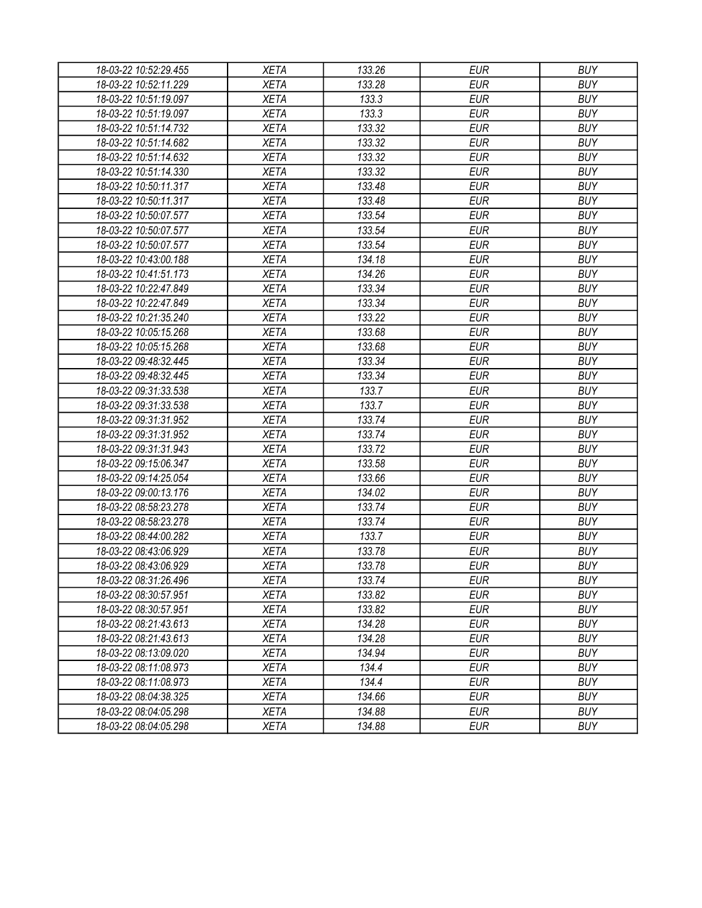| | | | | |
|---|---|---|---|---|
| *18-03-22 10:52:29.455* | *XETA* | *133.26* | *EUR* | *BUY* |
| *18-03-22 10:52:11.229* | *XETA* | *133.28* | *EUR* | *BUY* |
| *18-03-22 10:51:19.097* | *XETA* | *133.3* | *EUR* | *BUY* |
| *18-03-22 10:51:19.097* | *XETA* | *133.3* | *EUR* | *BUY* |
| *18-03-22 10:51:14.732* | *XETA* | *133.32* | *EUR* | *BUY* |
| *18-03-22 10:51:14.682* | *XETA* | *133.32* | *EUR* | *BUY* |
| *18-03-22 10:51:14.632* | *XETA* | *133.32* | *EUR* | *BUY* |
| *18-03-22 10:51:14.330* | *XETA* | *133.32* | *EUR* | *BUY* |
| *18-03-22 10:50:11.317* | *XETA* | *133.48* | *EUR* | *BUY* |
| *18-03-22 10:50:11.317* | *XETA* | *133.48* | *EUR* | *BUY* |
| *18-03-22 10:50:07.577* | *XETA* | *133.54* | *EUR* | *BUY* |
| *18-03-22 10:50:07.577* | *XETA* | *133.54* | *EUR* | *BUY* |
| *18-03-22 10:50:07.577* | *XETA* | *133.54* | *EUR* | *BUY* |
| *18-03-22 10:43:00.188* | *XETA* | *134.18* | *EUR* | *BUY* |
| *18-03-22 10:41:51.173* | *XETA* | *134.26* | *EUR* | *BUY* |
| *18-03-22 10:22:47.849* | *XETA* | *133.34* | *EUR* | *BUY* |
| *18-03-22 10:22:47.849* | *XETA* | *133.34* | *EUR* | *BUY* |
| *18-03-22 10:21:35.240* | *XETA* | *133.22* | *EUR* | *BUY* |
| *18-03-22 10:05:15.268* | *XETA* | *133.68* | *EUR* | *BUY* |
| *18-03-22 10:05:15.268* | *XETA* | *133.68* | *EUR* | *BUY* |
| *18-03-22 09:48:32.445* | *XETA* | *133.34* | *EUR* | *BUY* |
| *18-03-22 09:48:32.445* | *XETA* | *133.34* | *EUR* | *BUY* |
| *18-03-22 09:31:33.538* | *XETA* | *133.7* | *EUR* | *BUY* |
| *18-03-22 09:31:33.538* | *XETA* | *133.7* | *EUR* | *BUY* |
| *18-03-22 09:31:31.952* | *XETA* | *133.74* | *EUR* | *BUY* |
| *18-03-22 09:31:31.952* | *XETA* | *133.74* | *EUR* | *BUY* |
| *18-03-22 09:31:31.943* | *XETA* | *133.72* | *EUR* | *BUY* |
| *18-03-22 09:15:06.347* | *XETA* | *133.58* | *EUR* | *BUY* |
| *18-03-22 09:14:25.054* | *XETA* | *133.66* | *EUR* | *BUY* |
| *18-03-22 09:00:13.176* | *XETA* | *134.02* | *EUR* | *BUY* |
| *18-03-22 08:58:23.278* | *XETA* | *133.74* | *EUR* | *BUY* |
| *18-03-22 08:58:23.278* | *XETA* | *133.74* | *EUR* | *BUY* |
| *18-03-22 08:44:00.282* | *XETA* | *133.7* | *EUR* | *BUY* |
| *18-03-22 08:43:06.929* | *XETA* | *133.78* | *EUR* | *BUY* |
| *18-03-22 08:43:06.929* | *XETA* | *133.78* | *EUR* | *BUY* |
| *18-03-22 08:31:26.496* | *XETA* | *133.74* | *EUR* | *BUY* |
| *18-03-22 08:30:57.951* | *XETA* | *133.82* | *EUR* | *BUY* |
| *18-03-22 08:30:57.951* | *XETA* | *133.82* | *EUR* | *BUY* |
| *18-03-22 08:21:43.613* | *XETA* | *134.28* | *EUR* | *BUY* |
| *18-03-22 08:21:43.613* | *XETA* | *134.28* | *EUR* | *BUY* |
| *18-03-22 08:13:09.020* | *XETA* | *134.94* | *EUR* | *BUY* |
| *18-03-22 08:11:08.973* | *XETA* | *134.4* | *EUR* | *BUY* |
| *18-03-22 08:11:08.973* | *XETA* | *134.4* | *EUR* | *BUY* |
| *18-03-22 08:04:38.325* | *XETA* | *134.66* | *EUR* | *BUY* |
| *18-03-22 08:04:05.298* | *XETA* | *134.88* | *EUR* | *BUY* |
| *18-03-22 08:04:05.298* | *XETA* | *134.88* | *EUR* | *BUY* |